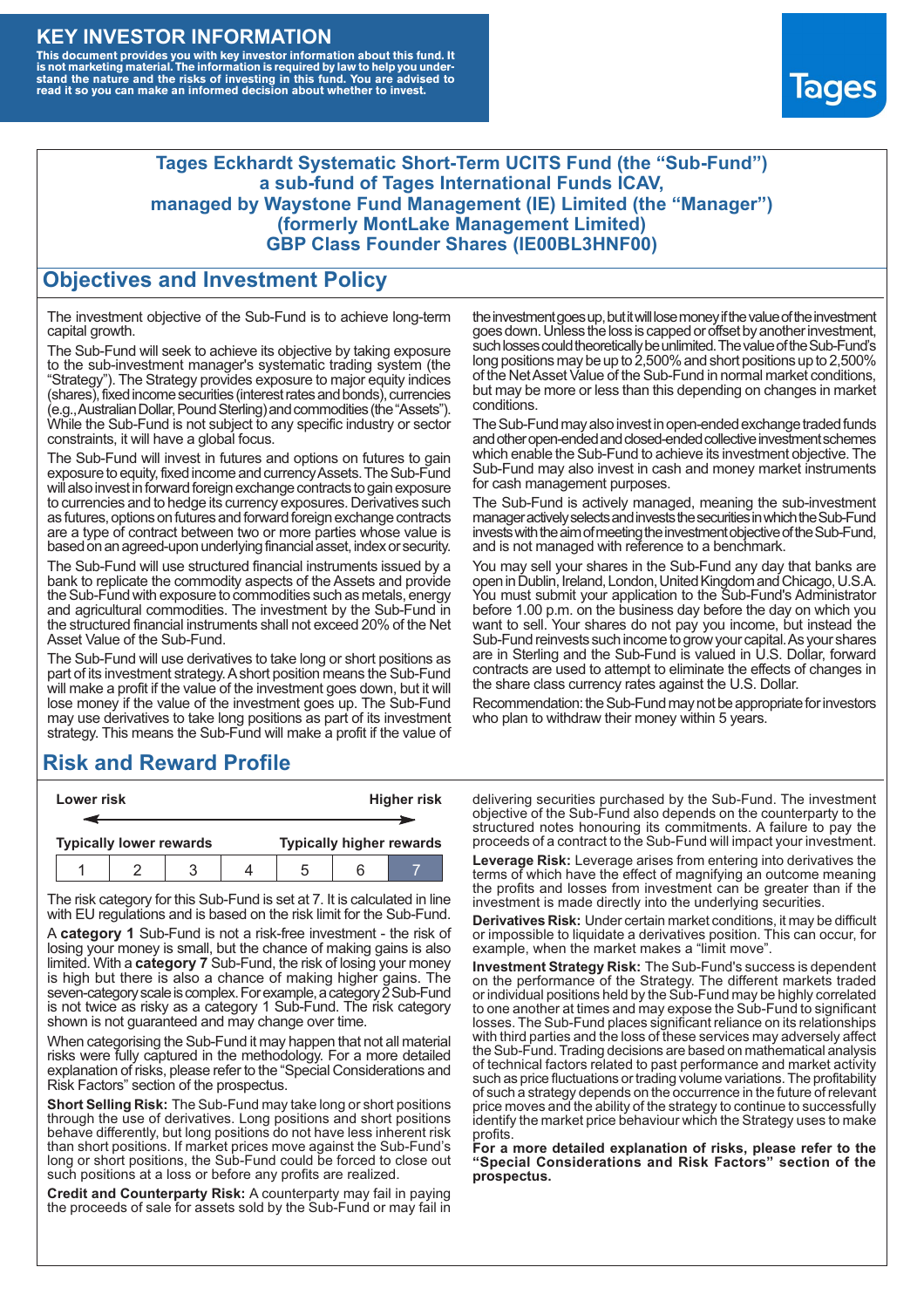# KEY INVESTOR INFORMATION

**This document provides you with key investor information about this fund. It is not marketing material. The information is required by law to help you understand the nature and the risks of investing in this fund. You are advised to read it so you can make an informed decision about whether to invest.**

Tages

## Tages Eckhardt Systematic Short-Term UCITS Fund (the "Sub-Fund") a sub-fund of Tages International Funds ICAV, managed by Waystone Fund Management (IE) Limited (the "Manager") (formerly MontLake Management Limited) GBP Class Founder Shares (IE00BL3HNF00)

## Objectives and Investment Policy

The investment objective of the Sub-Fund is to achieve long-term capital growth.

The Sub-Fund will seek to achieve its objective by taking exposure to the sub-investment manager's systematic trading system (the "Strategy"). The Strategy provides exposure to major equity indices (shares), fixed income securities (interest rates and bonds), currencies (e.g., Australian Dollar, Pound Sterling) and commodities (the "Assets"). While the Sub-Fund is not subject to any specific industry or sector constraints, it will have a global focus.

The Sub-Fund will invest in futures and options on futures to gain exposure to equity, fixed income and currency Assets. The Sub-Fund will also invest in forward foreign exchange contracts to gain exposure to currencies and to hedge its currency exposures. Derivatives such as futures, options on futures and forward foreign exchange contracts are a type of contract between two or more parties whose value is based on an agreed-upon underlying financial asset, index or security.

The Sub-Fund will use structured financial instruments issued by a bank to replicate the commodity aspects of the Assets and provide the Sub-Fund with exposure to commodities such as metals, energy and agricultural commodities. The investment by the Sub-Fund in the structured financial instruments shall not exceed 20% of the Net Asset Value of the Sub-Fund.

The Sub-Fund will use derivatives to take long or short positions as part of its investment strategy. A short position means the Sub-Fund will make a profit if the value of the investment goes down, but it will lose money if the value of the investment goes up. The Sub-Fund may use derivatives to take long positions as part of its investment strategy. This means the Sub-Fund will make a profit if the value of the investment goes up, but it will lose money if the value of the investment goes down. Unless the loss is capped or offset by another investment, such losses could theoretically be unlimited. The value of the Sub-Fund's long positions may be up to 2,500% and short positions up to 2,500% of the Net Asset Value of the Sub-Fund in normal market conditions, but may be more or less than this depending on changes in market conditions.

The Sub-Fund may also invest in open-ended exchange traded funds and other open-ended and closed-ended collective investment schemes which enable the Sub-Fund to achieve its investment objective. The Sub-Fund may also invest in cash and money market instruments for cash management purposes.

The Sub-Fund is actively managed, meaning the sub-investment manager actively selects and invests the securities in which the Sub-Fund invests with the aim of meeting the investment objective of the Sub-Fund, and is not managed with reference to a benchmark.

You may sell your shares in the Sub-Fund any day that banks are open in Dublin, Ireland, London, United Kingdom and Chicago, U.S.A. You must submit your application to the Sub-Fund's Administrator before 1.00 p.m. on the business day before the day on which you want to sell. Your shares do not pay you income, but instead the Sub-Fund reinvests such income to grow your capital. As your shares are in Sterling and the Sub-Fund is valued in U.S. Dollar, forward contracts are used to attempt to eliminate the effects of changes in the share class currency rates against the U.S. Dollar.

Recommendation: the Sub-Fund may not be appropriate for investors who plan to withdraw their money within 5 years.

## Risk and Reward Profile

| Lower risk | | | | | | Higher risk |
|---|---|---|---|---|---|---|
| Typically lower rewards | | | | | | Typically higher rewards |
| 1 | 2 | 3 | 4 | 5 | 6 | **7** |

The risk category for this Sub-Fund is set at 7. It is calculated in line with EU regulations and is based on the risk limit for the Sub-Fund.

A **category 1** Sub-Fund is not a risk-free investment - the risk of losing your money is small, but the chance of making gains is also limited. With a **category 7** Sub-Fund, the risk of losing your money is high but there is also a chance of making higher gains. The seven-category scale is complex. For example, a category 2 Sub-Fund is not twice as risky as a category 1 Sub-Fund. The risk category shown is not guaranteed and may change over time.

When categorising the Sub-Fund it may happen that not all material risks were fully captured in the methodology. For a more detailed explanation of risks, please refer to the "Special Considerations and Risk Factors" section of the prospectus.

**Short Selling Risk:** The Sub-Fund may take long or short positions through the use of derivatives. Long positions and short positions behave differently, but long positions do not have less inherent risk than short positions. If market prices move against the Sub-Fund's long or short positions, the Sub-Fund could be forced to close out such positions at a loss or before any profits are realized.

**Credit and Counterparty Risk:** A counterparty may fail in paying the proceeds of sale for assets sold by the Sub-Fund or may fail in delivering securities purchased by the Sub-Fund. The investment objective of the Sub-Fund also depends on the counterparty to the structured notes honouring its commitments. A failure to pay the proceeds of a contract to the Sub-Fund will impact your investment.

**Leverage Risk:** Leverage arises from entering into derivatives the terms of which have the effect of magnifying an outcome meaning the profits and losses from investment can be greater than if the investment is made directly into the underlying securities.

**Derivatives Risk:** Under certain market conditions, it may be difficult or impossible to liquidate a derivatives position. This can occur, for example, when the market makes a "limit move".

**Investment Strategy Risk:** The Sub-Fund's success is dependent on the performance of the Strategy. The different markets traded or individual positions held by the Sub-Fund may be highly correlated to one another at times and may expose the Sub-Fund to significant losses. The Sub-Fund places significant reliance on its relationships with third parties and the loss of these services may adversely affect the Sub-Fund. Trading decisions are based on mathematical analysis of technical factors related to past performance and market activity such as price fluctuations or trading volume variations. The profitability of such a strategy depends on the occurrence in the future of relevant price moves and the ability of the strategy to continue to successfully identify the market price behaviour which the Strategy uses to make profits.

**For a more detailed explanation of risks, please refer to the "Special Considerations and Risk Factors" section of the prospectus.**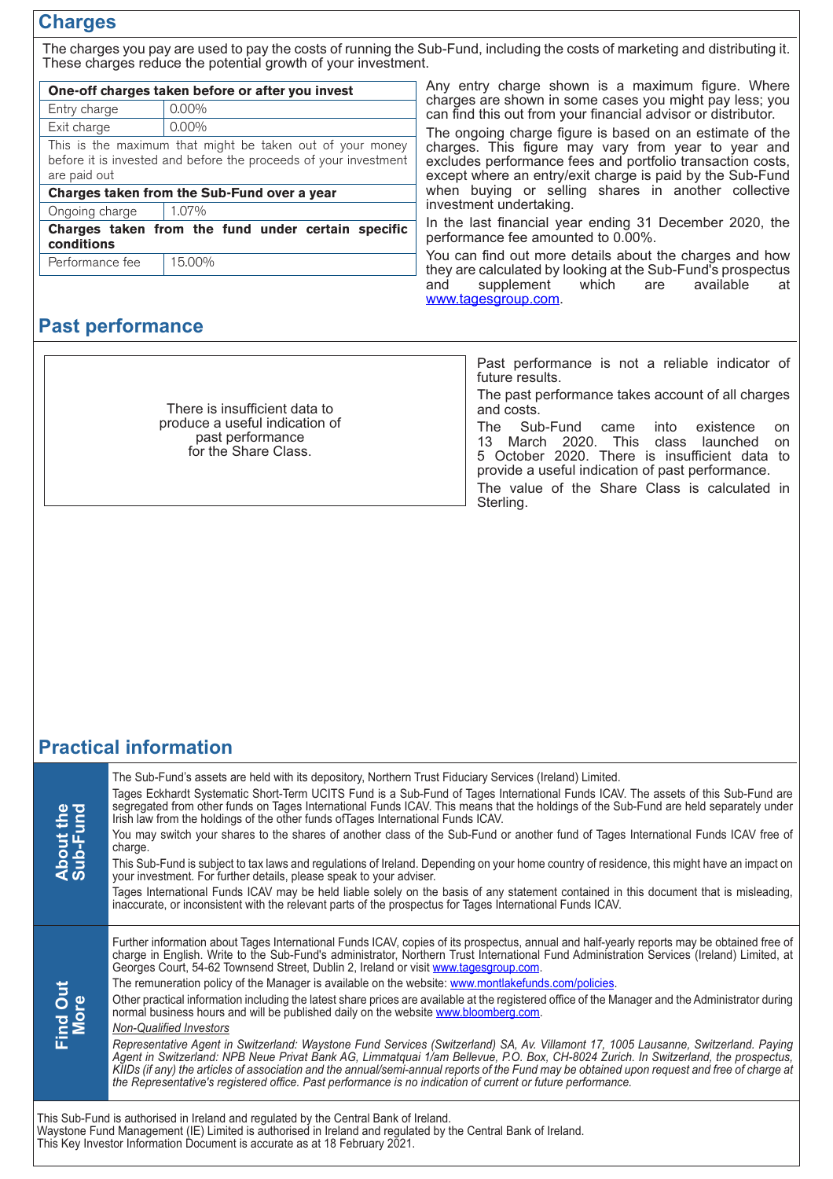## Charges

The charges you pay are used to pay the costs of running the Sub-Fund, including the costs of marketing and distributing it. These charges reduce the potential growth of your investment.

| One-off charges taken before or after you invest | |
|---|---|
| Entry charge | 0.00% |
| Exit charge | 0.00% |
| This is the maximum that might be taken out of your money before it is invested and before the proceeds of your investment are paid out | |
| **Charges taken from the Sub-Fund over a year** | |
| Ongoing charge | 1.07% |
| **Charges taken from the fund under certain specific conditions** | |
| Performance fee | 15.00% |

Any entry charge shown is a maximum figure. Where charges are shown in some cases you might pay less; you can find this out from your financial advisor or distributor.

The ongoing charge figure is based on an estimate of the charges. This figure may vary from year to year and excludes performance fees and portfolio transaction costs, except where an entry/exit charge is paid by the Sub-Fund when buying or selling shares in another collective investment undertaking.

In the last financial year ending 31 December 2020, the performance fee amounted to 0.00%.

You can find out more details about the charges and how they are calculated by looking at the Sub-Fund's prospectus and supplement which are available at www.tagesgroup.com.

## Past performance

There is insufficient data to produce a useful indication of past performance for the Share Class.

Past performance is not a reliable indicator of future results.

The past performance takes account of all charges and costs.

The Sub-Fund came into existence on 13 March 2020. This class launched on 5 October 2020. There is insufficient data to provide a useful indication of past performance.

The value of the Share Class is calculated in Sterling.

## Practical information

### About the Sub-Fund

The Sub-Fund's assets are held with its depository, Northern Trust Fiduciary Services (Ireland) Limited.

Tages Eckhardt Systematic Short-Term UCITS Fund is a Sub-Fund of Tages International Funds ICAV. The assets of this Sub-Fund are segregated from other funds on Tages International Funds ICAV. This means that the holdings of the Sub-Fund are held separately under Irish law from the holdings of the other funds ofTages International Funds ICAV.

You may switch your shares to the shares of another class of the Sub-Fund or another fund of Tages International Funds ICAV free of charge.

This Sub-Fund is subject to tax laws and regulations of Ireland. Depending on your home country of residence, this might have an impact on your investment. For further details, please speak to your adviser.

Tages International Funds ICAV may be held liable solely on the basis of any statement contained in this document that is misleading, inaccurate, or inconsistent with the relevant parts of the prospectus for Tages International Funds ICAV.

### Find Out More

Further information about Tages International Funds ICAV, copies of its prospectus, annual and half-yearly reports may be obtained free of charge in English. Write to the Sub-Fund's administrator, Northern Trust International Fund Administration Services (Ireland) Limited, at Georges Court, 54-62 Townsend Street, Dublin 2, Ireland or visit www.tagesgroup.com.

The remuneration policy of the Manager is available on the website: www.montlakefunds.com/policies.

Other practical information including the latest share prices are available at the registered office of the Manager and the Administrator during normal business hours and will be published daily on the website www.bloomberg.com.

*Non-Qualified Investors*

*Representative Agent in Switzerland: Waystone Fund Services (Switzerland) SA, Av. Villamont 17, 1005 Lausanne, Switzerland. Paying Agent in Switzerland: NPB Neue Privat Bank AG, Limmatquai 1/am Bellevue, P.O. Box, CH-8024 Zurich. In Switzerland, the prospectus, KIIDs (if any) the articles of association and the annual/semi-annual reports of the Fund may be obtained upon request and free of charge at the Representative's registered office. Past performance is no indication of current or future performance.*

This Sub-Fund is authorised in Ireland and regulated by the Central Bank of Ireland.
Waystone Fund Management (IE) Limited is authorised in Ireland and regulated by the Central Bank of Ireland.
This Key Investor Information Document is accurate as at 18 February 2021.